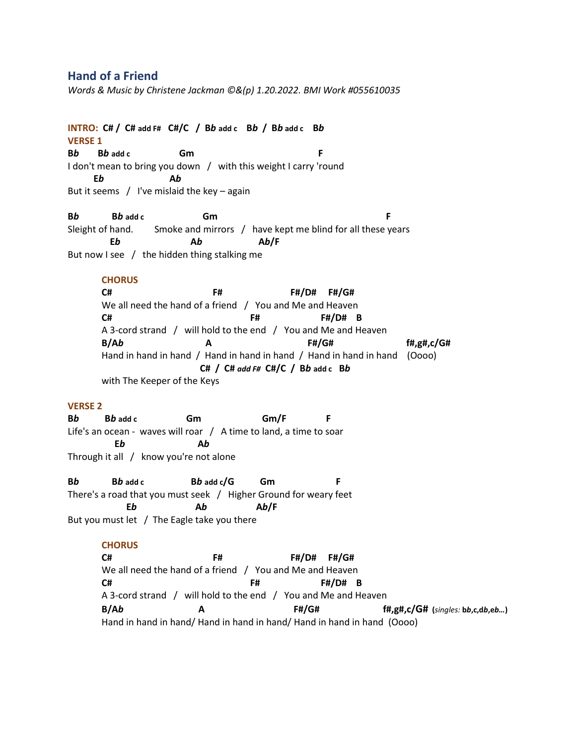## Hand of a Friend

*Words & Music by Christene Jackman ©&(p) 1.20.2022. BMI Work #055610035*

**INTRO: C# / C# add F# C#/C / Bb add c Bb / Bb add c Bb**

**VERSE 1**

```
Bb      Bb add c              Gm                              F
I don't mean to bring you down  /  with this weight I carry 'round
       Eb               Ab
But it seems  /  I've mislaid the key – again

Bb          Bb add c              Gm                                      F
Sleight of hand.       Smoke and mirrors  /  have kept me blind for all these years
           Eb                 Ab               Ab/F
But now I see  /  the hidden thing stalking me
```

**CHORUS**

```
C#                            F#                  F#/D#    F#/G#
We all need the hand of a friend  /  You and Me and Heaven
C#                                      F#               F#/D#    B
A 3-cord strand  /  will hold to the end  /  You and Me and Heaven
B/Ab                          A                        F#/G#                     f#,g#,c/G#
Hand in hand in hand  /  Hand in hand in hand  /  Hand in hand in hand   (Oooo)
                         C#  /  C# add F#  C#/C  /  Bb add c   Bb
with The Keeper of the Keys
```

**VERSE 2**

```
Bb        Bb add c           Gm                 Gm/F          F
Life's an ocean -  waves will roar  /  A time to land, a time to soar
            Eb                   Ab
Through it all  /  know you're not alone

Bb          Bb add c            Bb add c/G         Gm                  F
There's a road that you must seek  /  Higher Ground for weary feet
              Eb                 Ab               Ab/F
But you must let  /  The Eagle take you there
```

**CHORUS**

```
C#                            F#                  F#/D#    F#/G#
We all need the hand of a friend  /  You and Me and Heaven
C#                                      F#               F#/D#    B
A 3-cord strand  /  will hold to the end  /  You and Me and Heaven
B/Ab                       A                       F#/G#                  f#,g#,c/G#  (singles: bb,c,db,eb…)
Hand in hand in hand/ Hand in hand in hand/ Hand in hand in hand  (Oooo)
```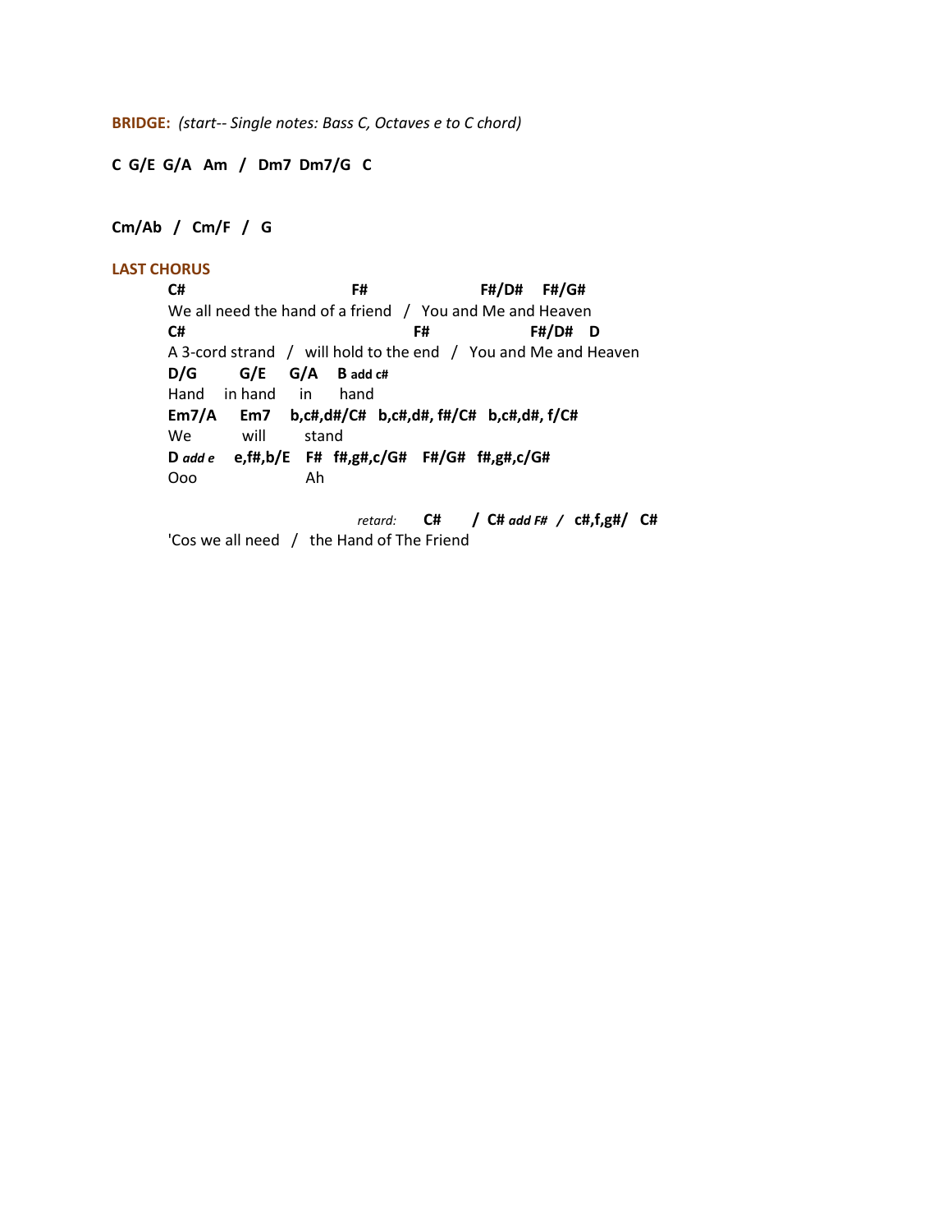**BRIDGE:** *(start-- Single notes: Bass C, Octaves e to C chord)*

**C G/E G/A Am / Dm7 Dm7/G C**

**Cm/Ab / Cm/F / G**

**LAST CHORUS**

```
C#                              F#                    F#/D#   F#/G#
We all need the hand of a friend  /  You and Me and Heaven
C#                                        F#                  F#/D#   D
A 3-cord strand  /  will hold to the end  /  You and Me and Heaven
D/G      G/E     G/A    B add c#
Hand     in hand    in     hand
Em7/A    Em7    b,c#,d#/C#   b,c#,d#, f#/C#   b,c#,d#, f/C#
We         will       stand
D add e    e,f#,b/E    F#   f#,g#,c/G#    F#/G#   f#,g#,c/G#
Ooo                    Ah

                         retard:     C#     / C# add F#  /  c#,f,g#/   C#
'Cos we all need  /  the Hand of The Friend
```